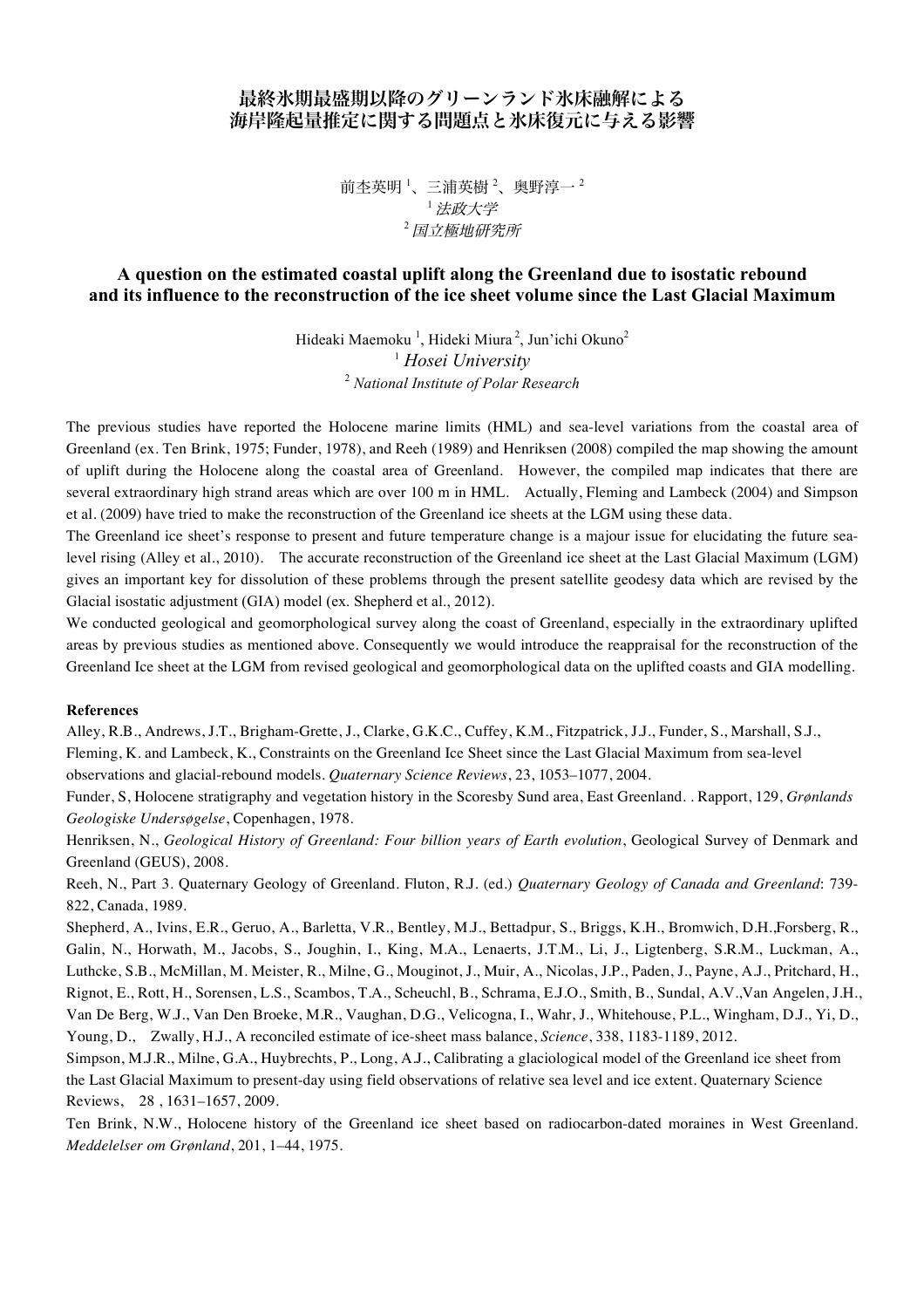# 最終氷期最盛期以降のグリーンランド氷床融解による海岸隆起量推定に関する問題点と氷床復元に与える影響

前杢英明[1]、三浦英樹[2]、奥野淳一[2]

[1] *法政大学*

[2] *国立極地研究所*

## A question on the estimated coastal uplift along the Greenland due to isostatic rebound and its influence to the reconstruction of the ice sheet volume since the Last Glacial Maximum

Hideaki Maemoku[1], Hideki Miura[2], Jun'ichi Okuno[2]

[1] *Hosei University*

[2] *National Institute of Polar Research*

The previous studies have reported the Holocene marine limits (HML) and sea-level variations from the coastal area of Greenland (ex. Ten Brink, 1975; Funder, 1978), and Reeh (1989) and Henriksen (2008) compiled the map showing the amount of uplift during the Holocene along the coastal area of Greenland. However, the compiled map indicates that there are several extraordinary high strand areas which are over 100 m in HML. Actually, Fleming and Lambeck (2004) and Simpson et al. (2009) have tried to make the reconstruction of the Greenland ice sheets at the LGM using these data.

The Greenland ice sheet's response to present and future temperature change is a majour issue for elucidating the future sea-level rising (Alley et al., 2010). The accurate reconstruction of the Greenland ice sheet at the Last Glacial Maximum (LGM) gives an important key for dissolution of these problems through the present satellite geodesy data which are revised by the Glacial isostatic adjustment (GIA) model (ex. Shepherd et al., 2012).

We conducted geological and geomorphological survey along the coast of Greenland, especially in the extraordinary uplifted areas by previous studies as mentioned above. Consequently we would introduce the reappraisal for the reconstruction of the Greenland Ice sheet at the LGM from revised geological and geomorphological data on the uplifted coasts and GIA modelling.

**References**

Alley, R.B., Andrews, J.T., Brigham-Grette, J., Clarke, G.K.C., Cuffey, K.M., Fitzpatrick, J.J., Funder, S., Marshall, S.J.,

Fleming, K. and Lambeck, K., Constraints on the Greenland Ice Sheet since the Last Glacial Maximum from sea-level observations and glacial-rebound models. *Quaternary Science Reviews*, 23, 1053–1077, 2004.

Funder, S, Holocene stratigraphy and vegetation history in the Scoresby Sund area, East Greenland. . Rapport, 129, *Grønlands Geologiske Undersøgelse*, Copenhagen, 1978.

Henriksen, N., *Geological History of Greenland: Four billion years of Earth evolution*, Geological Survey of Denmark and Greenland (GEUS), 2008.

Reeh, N., Part 3. Quaternary Geology of Greenland. Fluton, R.J. (ed.) *Quaternary Geology of Canada and Greenland*: 739-822, Canada, 1989.

Shepherd, A., Ivins, E.R., Geruo, A., Barletta, V.R., Bentley, M.J., Bettadpur, S., Briggs, K.H., Bromwich, D.H.,Forsberg, R., Galin, N., Horwath, M., Jacobs, S., Joughin, I., King, M.A., Lenaerts, J.T.M., Li, J., Ligtenberg, S.R.M., Luckman, A., Luthcke, S.B., McMillan, M. Meister, R., Milne, G., Mouginot, J., Muir, A., Nicolas, J.P., Paden, J., Payne, A.J., Pritchard, H., Rignot, E., Rott, H., Sorensen, L.S., Scambos, T.A., Scheuchl, B., Schrama, E.J.O., Smith, B., Sundal, A.V.,Van Angelen, J.H., Van De Berg, W.J., Van Den Broeke, M.R., Vaughan, D.G., Velicogna, I., Wahr, J., Whitehouse, P.L., Wingham, D.J., Yi, D., Young, D., Zwally, H.J., A reconciled estimate of ice-sheet mass balance, *Science*, 338, 1183-1189, 2012.

Simpson, M.J.R., Milne, G.A., Huybrechts, P., Long, A.J., Calibrating a glaciological model of the Greenland ice sheet from the Last Glacial Maximum to present-day using field observations of relative sea level and ice extent. Quaternary Science Reviews, 28 , 1631–1657, 2009.

Ten Brink, N.W., Holocene history of the Greenland ice sheet based on radiocarbon-dated moraines in West Greenland. *Meddelelser om Grønland*, 201, 1–44, 1975.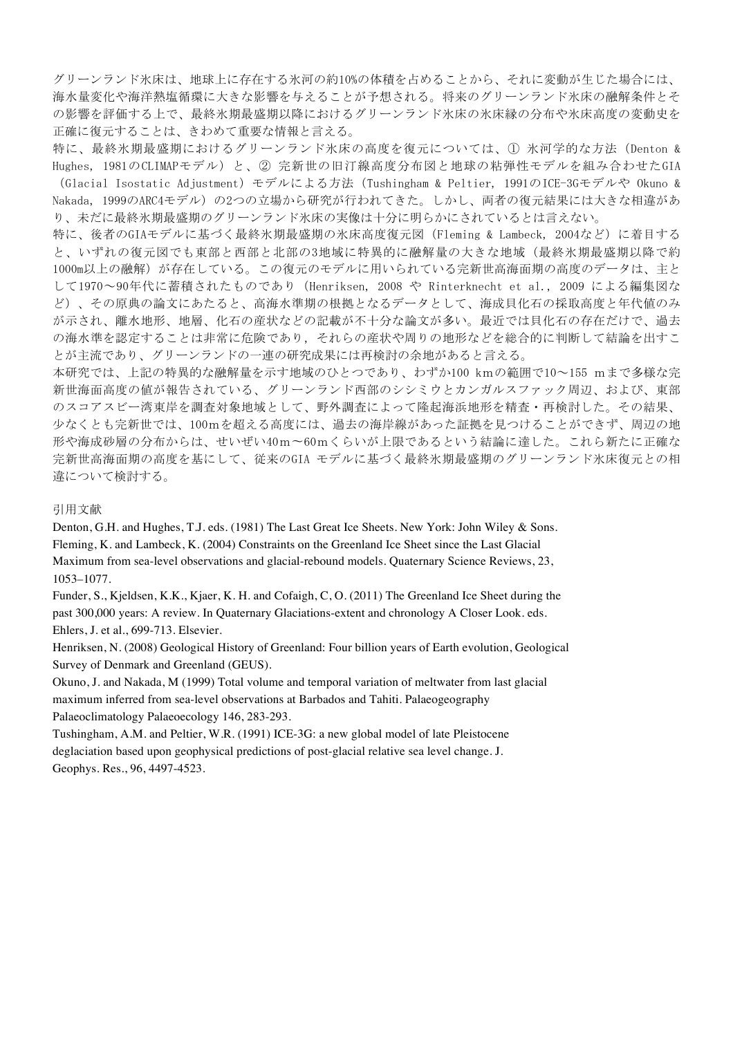グリーンランド氷床は、地球上に存在する氷河の約10%の体積を占めることから、それに変動が生じた場合には、海水量変化や海洋熱塩循環に大きな影響を与えることが予想される。将来のグリーンランド氷床の融解条件とその影響を評価する上で、最終氷期最盛期以降におけるグリーンランド氷床の氷床縁の分布や氷床高度の変動史を正確に復元することは、きわめて重要な情報と言える。

特に、最終氷期最盛期におけるグリーンランド氷床の高度を復元については、① 氷河学的な方法（Denton & Hughes, 1981のCLIMAPモデル）と、② 完新世の旧汀線高度分布図と地球の粘弾性モデルを組み合わせたGIA（Glacial Isostatic Adjustment）モデルによる方法（Tushingham & Peltier, 1991のICE-3GモデルやOkuno & Nakada, 1999のARC4モデル）の2つの立場から研究が行われてきた。しかし、両者の復元結果には大きな相違があり、未だに最終氷期最盛期のグリーンランド氷床の実像は十分に明らかにされているとは言えない。

特に、後者のGIAモデルに基づく最終氷期最盛期の氷床高度復元図（Fleming & Lambeck, 2004など）に着目すると、いずれの復元図でも東部と西部と北部の3地域に特異的に融解量の大きな地域（最終氷期最盛期以降で約1000m以上の融解）が存在している。この復元のモデルに用いられている完新世高海面期の高度のデータは、主として1970～90年代に蓄積されたものであり（Henriksen, 2008 や Rinterknecht et al., 2009 による編集図など）、その原典の論文にあたると、高海水準期の根拠となるデータとして、海成貝化石の採取高度と年代値のみが示され、離水地形、地層、化石の産状などの記載が不十分な論文が多い。最近では貝化石の存在だけで、過去の海水準を認定することは非常に危険であり，それらの産状や周りの地形などを総合的に判断して結論を出すことが主流であり、グリーンランドの一連の研究成果には再検討の余地があると言える。

本研究では、上記の特異的な融解量を示す地域のひとつであり、わずか100 kmの範囲で10～155 mまで多様な完新世海面高度の値が報告されている、グリーンランド西部のシシミウとカンガルスファック周辺、および、東部のスコアスビー湾東岸を調査対象地域として、野外調査によって隆起海浜地形を精査・再検討した。その結果、少なくとも完新世では、100mを超える高度には、過去の海岸線があった証拠を見つけることができず、周辺の地形や海成砂層の分布からは、せいぜい40m～60mくらいが上限であるという結論に達した。これら新たに正確な完新世高海面期の高度を基にして、従来のGIA モデルに基づく最終氷期最盛期のグリーンランド氷床復元との相違について検討する。

引用文献

Denton, G.H. and Hughes, T.J. eds. (1981) The Last Great Ice Sheets. New York: John Wiley & Sons.

Fleming, K. and Lambeck, K. (2004) Constraints on the Greenland Ice Sheet since the Last Glacial Maximum from sea-level observations and glacial-rebound models. Quaternary Science Reviews, 23, 1053–1077.

Funder, S., Kjeldsen, K.K., Kjaer, K. H. and Cofaigh, C, O. (2011) The Greenland Ice Sheet during the past 300,000 years: A review. In Quaternary Glaciations-extent and chronology A Closer Look. eds. Ehlers, J. et al., 699-713. Elsevier.

Henriksen, N. (2008) Geological History of Greenland: Four billion years of Earth evolution, Geological Survey of Denmark and Greenland (GEUS).

Okuno, J. and Nakada, M (1999) Total volume and temporal variation of meltwater from last glacial maximum inferred from sea-level observations at Barbados and Tahiti. Palaeogeography Palaeoclimatology Palaeoecology 146, 283-293.

Tushingham, A.M. and Peltier, W.R. (1991) ICE-3G: a new global model of late Pleistocene deglaciation based upon geophysical predictions of post-glacial relative sea level change. J. Geophys. Res., 96, 4497-4523.